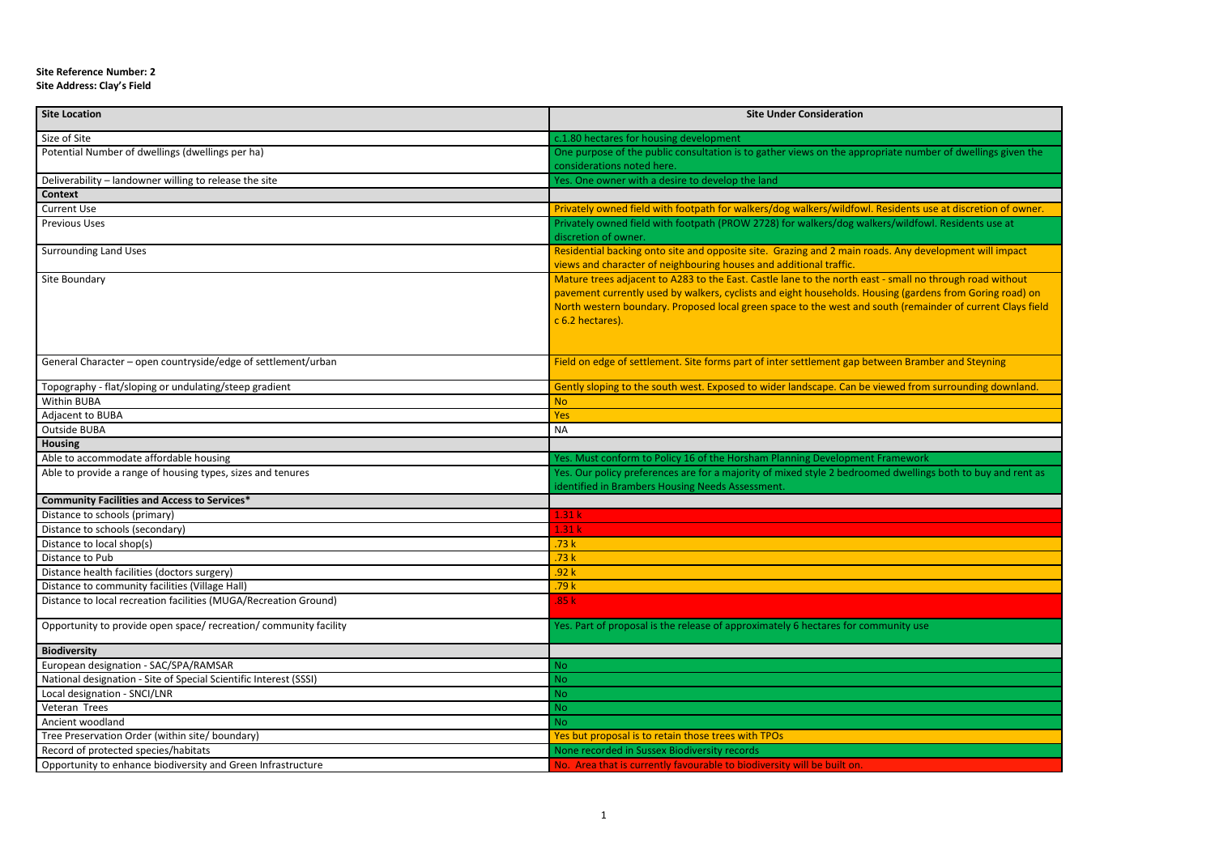**Site Reference Number: 2**
**Site Address: Clay's Field**

| Site Location | Site Under Consideration |
|---|---|
| Size of Site | c.1.80 hectares for housing development |
| Potential Number of dwellings (dwellings per ha) | One purpose of the public consultation is to gather views on the appropriate number of dwellings given the considerations noted here. |
| Deliverability – landowner willing to release the site | Yes. One owner with a desire to develop the land |
| **Context** | |
| Current Use | Privately owned field with footpath for walkers/dog walkers/wildfowl. Residents use at discretion of owner. |
| Previous Uses | Privately owned field with footpath (PROW 2728) for walkers/dog walkers/wildfowl. Residents use at discretion of owner. |
| Surrounding Land Uses | Residential backing onto site and opposite site. Grazing and 2 main roads. Any development will impact views and character of neighbouring houses and additional traffic. |
| Site Boundary | Mature trees adjacent to A283 to the East. Castle lane to the north east - small no through road without pavement currently used by walkers, cyclists and eight households. Housing (gardens from Goring road) on North western boundary. Proposed local green space to the west and south (remainder of current Clays field c 6.2 hectares). |
| General Character – open countryside/edge of settlement/urban | Field on edge of settlement. Site forms part of inter settlement gap between Bramber and Steyning |
| Topography - flat/sloping or undulating/steep gradient | Gently sloping to the south west. Exposed to wider landscape. Can be viewed from surrounding downland. |
| Within BUBA | No |
| Adjacent to BUBA | Yes |
| Outside BUBA | NA |
| **Housing** | |
| Able to accommodate affordable housing | Yes. Must conform to Policy 16 of the Horsham Planning Development Framework |
| Able to provide a range of housing types, sizes and tenures | Yes. Our policy preferences are for a majority of mixed style 2 bedroomed dwellings both to buy and rent as identified in Brambers Housing Needs Assessment. |
| **Community Facilities and Access to Services*** | |
| Distance to schools (primary) | 1.31 k |
| Distance to schools (secondary) | 1.31 k |
| Distance to local shop(s) | .73 k |
| Distance to Pub | .73 k |
| Distance health facilities (doctors surgery) | .92 k |
| Distance to community facilities (Village Hall) | .79 k |
| Distance to local recreation facilities (MUGA/Recreation Ground) | .85 k |
| Opportunity to provide open space/ recreation/ community facility | Yes. Part of proposal is the release of approximately 6 hectares for community use |
| **Biodiversity** | |
| European designation - SAC/SPA/RAMSAR | No |
| National designation - Site of Special Scientific Interest (SSSI) | No |
| Local designation - SNCI/LNR | No |
| Veteran Trees | No |
| Ancient woodland | No |
| Tree Preservation Order (within site/ boundary) | Yes but proposal is to retain those trees with TPOs |
| Record of protected species/habitats | None recorded in Sussex Biodiversity records |
| Opportunity to enhance biodiversity and Green Infrastructure | No. Area that is currently favourable to biodiversity will be built on. |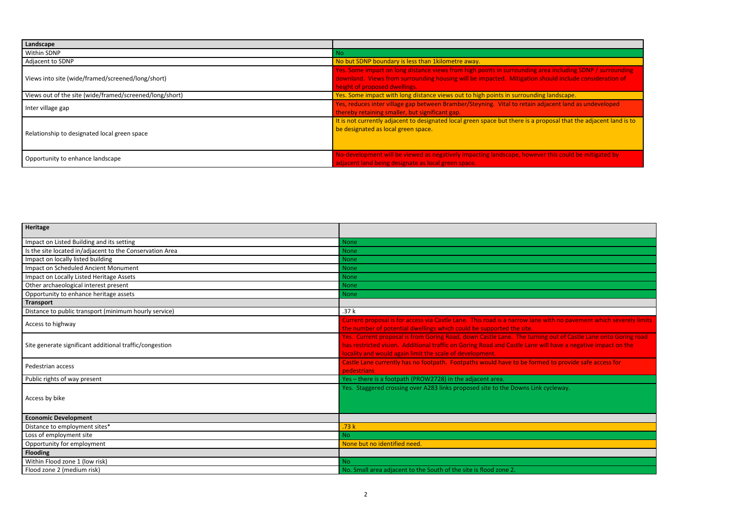| Landscape | |
|---|---|
| Within SDNP | No |
| Adjacent to SDNP | No but SDNP boundary is less than 1kilometre away. |
| Views into site (wide/framed/screened/long/short) | Yes. Some impact on long distance views from high points in surrounding area including SDNP / surrounding downland. Views from surrounding housing will be impacted. Mitigation should include consideration of height of proposed dwellings. |
| Views out of the site (wide/framed/screened/long/short) | Yes. Some impact with long distance views out to high points in surrounding landscape. |
| Inter village gap | Yes, reduces inter village gap between Bramber/Steyning. Vital to retain adjacent land as undeveloped thereby retaining smaller, but significant gap. |
| Relationship to designated local green space | It is not currently adjacent to designated local green space but there is a proposal that the adjacent land is to be designated as local green space. |
| Opportunity to enhance landscape | No-development will be viewed as negatively impacting landscape, however this could be mitigated by adjacent land being designate as local green space. |

| Heritage | |
|---|---|
| Impact on Listed Building and its setting | None |
| Is the site located in/adjacent to the Conservation Area | None |
| Impact on locally listed building | None |
| Impact on Scheduled Ancient Monument | None |
| Impact on Locally Listed Heritage Assets | None |
| Other archaeological interest present | None |
| Opportunity to enhance heritage assets | None |
| **Transport** | |
| Distance to public transport (minimum hourly service) | .37 k |
| Access to highway | Current proposal is for access via Castle Lane. This road is a narrow lane with no pavement which severely limits the number of potential dwellings which could be supported the site. |
| Site generate significant additional traffic/congestion | Yes. Current proposal is from Goring Road, down Castle Lane. The turning out of Castle Lane onto Goring road has restricted vision. Additional traffic on Goring Road and Castle Lane will have a negative impact on the locality and would again limit the scale of development. |
| Pedestrian access | Castle Lane currently has no footpath. Footpaths would have to be formed to provide safe access for pedestrians |
| Public rights of way present | Yes – there is a footpath (PROW2728) in the adjacent area. |
| Access by bike | Yes. Staggered crossing over A283 links proposed site to the Downs Link cycleway. |
| **Economic Development** | |
| Distance to employment sites* | .73 k |
| Loss of employment site | No |
| Opportunity for employment | None but no identified need. |
| **Flooding** | |
| Within Flood zone 1 (low risk) | No |
| Flood zone 2 (medium risk) | No. Small area adjacent to the South of the site is flood zone 2. |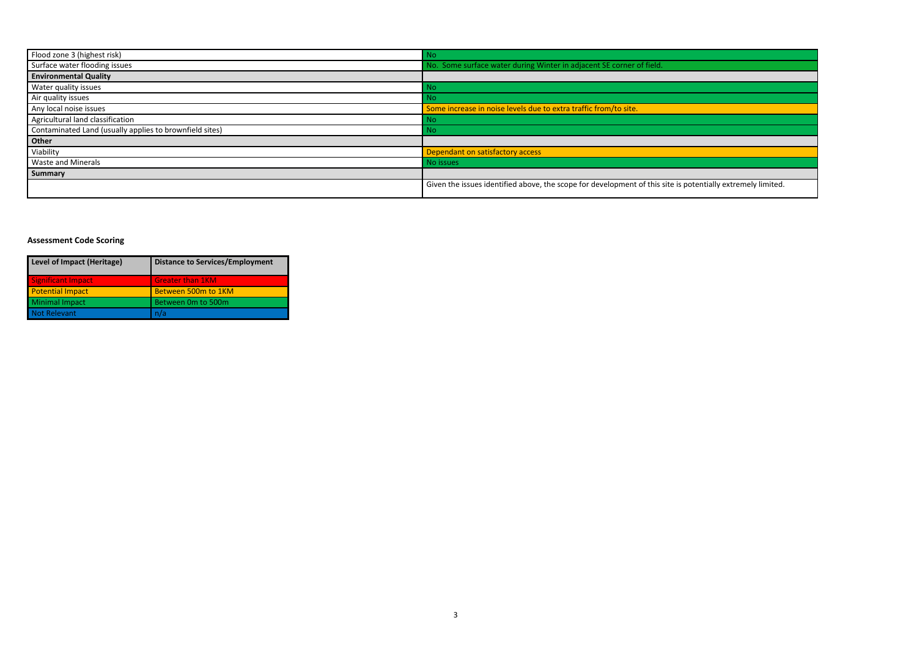| | |
|---|---|
| Flood zone 3 (highest risk) | No |
| Surface water flooding issues | No. Some surface water during Winter in adjacent SE corner of field. |
| **Environmental Quality** | |
| Water quality issues | No |
| Air quality issues | No |
| Any local noise issues | Some increase in noise levels due to extra traffic from/to site. |
| Agricultural land classification | No |
| Contaminated Land (usually applies to brownfield sites) | No |
| **Other** | |
| Viability | Dependant on satisfactory access |
| Waste and Minerals | No issues |
| **Summary** | |
| | Given the issues identified above, the scope for development of this site is potentially extremely limited. |

**Assessment Code Scoring**

| Level of Impact (Heritage) | Distance to Services/Employment |
|---|---|
| Significant Impact | Greater than 1KM |
| Potential Impact | Between 500m to 1KM |
| Minimal Impact | Between 0m to 500m |
| Not Relevant | n/a |